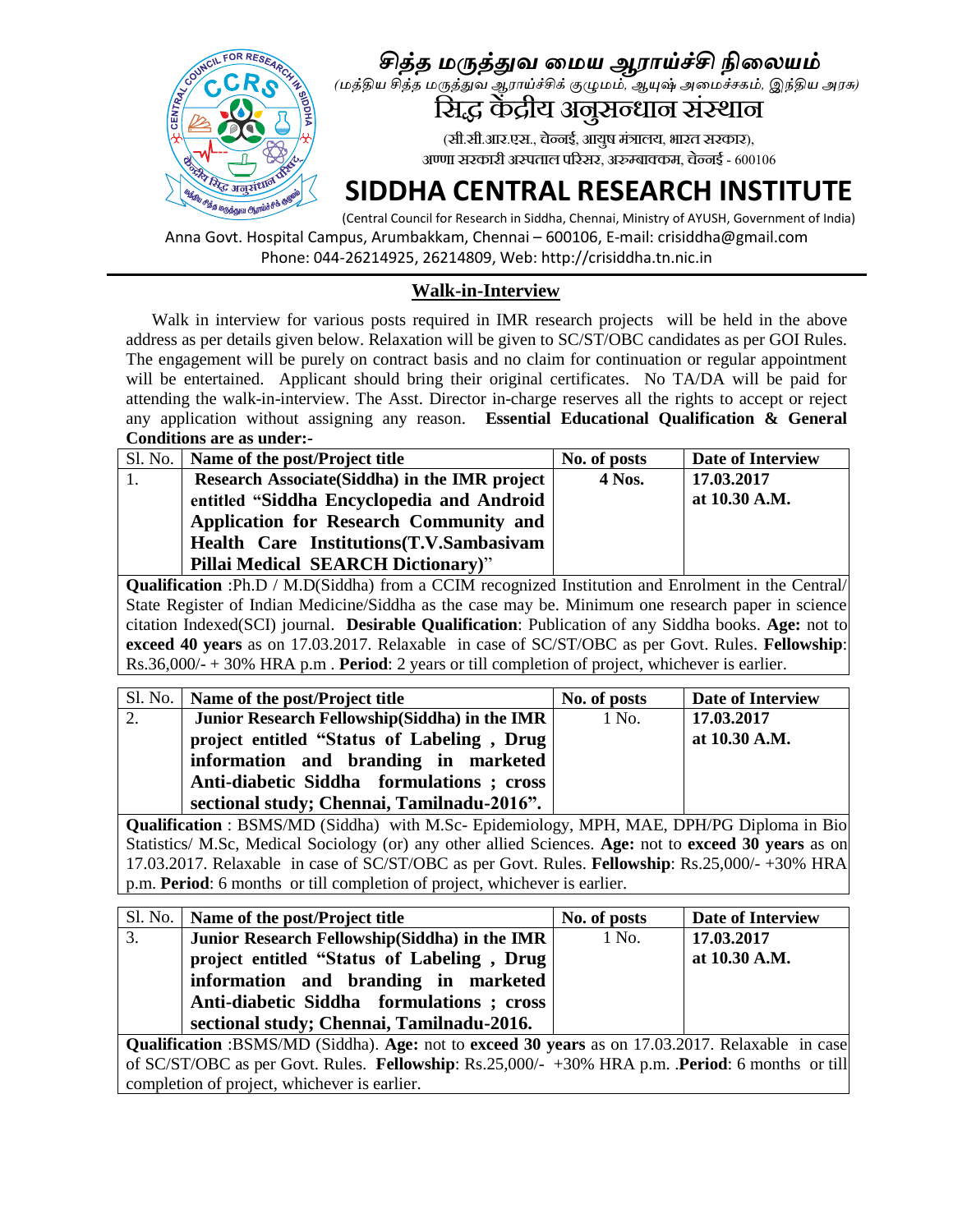# சித்த மருத்துவ மைய ஆராய்ச்சி நிலையம்

*(மத்திய சித்த மருத்துவ ஆராய்ச்சிக் குழுமம், ஆயுஷ் அமைச்சகம், இந்திய அரசு)*

# सिद्ध केंद्रीय अनुसन्धान संस्थान

(सी.सी.आर.एस., चेन्नई, आयुष मंत्रालय, भारत सरकार),
अण्णा सरकारी अस्पताल परिसर, अरुम्बाक्कम, चेन्नई - 600106

# SIDDHA CENTRAL RESEARCH INSTITUTE

(Central Council for Research in Siddha, Chennai, Ministry of AYUSH, Government of India)

Anna Govt. Hospital Campus, Arumbakkam, Chennai – 600106, E-mail: crisiddha@gmail.com
Phone: 044-26214925, 26214809, Web: http://crisiddha.tn.nic.in

## Walk-in-Interview

Walk in interview for various posts required in IMR research projects will be held in the above address as per details given below. Relaxation will be given to SC/ST/OBC candidates as per GOI Rules. The engagement will be purely on contract basis and no claim for continuation or regular appointment will be entertained. Applicant should bring their original certificates. No TA/DA will be paid for attending the walk-in-interview. The Asst. Director in-charge reserves all the rights to accept or reject any application without assigning any reason. **Essential Educational Qualification & General Conditions are as under:-**

| Sl. No. | Name of the post/Project title | No. of posts | Date of Interview |
|---|---|---|---|
| 1. | **Research Associate(Siddha) in the IMR project entitled "Siddha Encyclopedia and Android Application for Research Community and Health Care Institutions(T.V.Sambasivam Pillai Medical SEARCH Dictionary)"** | **4 Nos.** | **17.03.2017 at 10.30 A.M.** |

**Qualification** :Ph.D / M.D(Siddha) from a CCIM recognized Institution and Enrolment in the Central/ State Register of Indian Medicine/Siddha as the case may be. Minimum one research paper in science citation Indexed(SCI) journal. **Desirable Qualification**: Publication of any Siddha books. **Age:** not to **exceed 40 years** as on 17.03.2017. Relaxable in case of SC/ST/OBC as per Govt. Rules. **Fellowship**: Rs.36,000/- + 30% HRA p.m . **Period**: 2 years or till completion of project, whichever is earlier.

| Sl. No. | Name of the post/Project title | No. of posts | Date of Interview |
|---|---|---|---|
| 2. | **Junior Research Fellowship(Siddha) in the IMR project entitled "Status of Labeling , Drug information and branding in marketed Anti-diabetic Siddha formulations ; cross sectional study; Chennai, Tamilnadu-2016".** | 1 No. | **17.03.2017 at 10.30 A.M.** |

**Qualification** : BSMS/MD (Siddha) with M.Sc- Epidemiology, MPH, MAE, DPH/PG Diploma in Bio Statistics/ M.Sc, Medical Sociology (or) any other allied Sciences. **Age:** not to **exceed 30 years** as on 17.03.2017. Relaxable in case of SC/ST/OBC as per Govt. Rules. **Fellowship**: Rs.25,000/- +30% HRA p.m. **Period**: 6 months or till completion of project, whichever is earlier.

| Sl. No. | Name of the post/Project title | No. of posts | Date of Interview |
|---|---|---|---|
| 3. | **Junior Research Fellowship(Siddha) in the IMR project entitled "Status of Labeling , Drug information and branding in marketed Anti-diabetic Siddha formulations ; cross sectional study; Chennai, Tamilnadu-2016.** | 1 No. | **17.03.2017 at 10.30 A.M.** |

**Qualification** :BSMS/MD (Siddha). **Age:** not to **exceed 30 years** as on 17.03.2017. Relaxable in case of SC/ST/OBC as per Govt. Rules. **Fellowship**: Rs.25,000/- +30% HRA p.m. .**Period**: 6 months or till completion of project, whichever is earlier.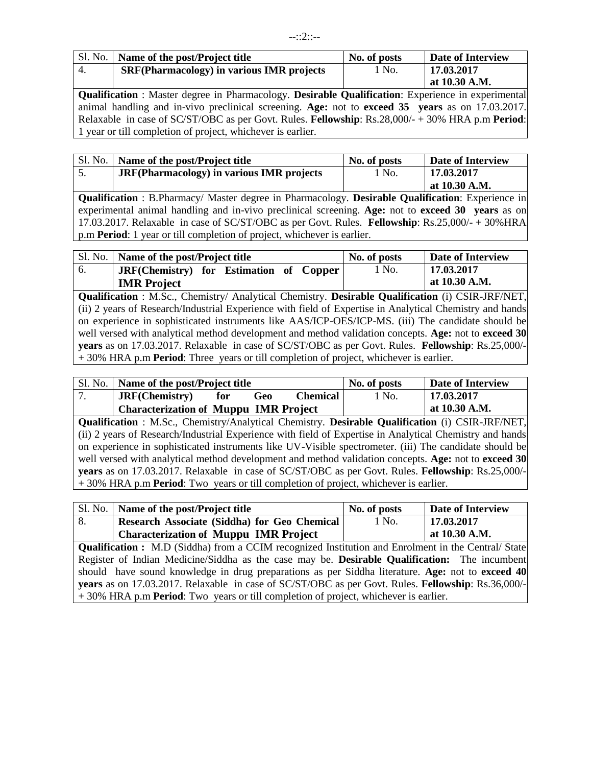| Sl. No. | Name of the post/Project title | No. of posts | Date of Interview |
|---|---|---|---|
| 4. | **SRF(Pharmacology) in various IMR projects** | 1 No. | **17.03.2017 at 10.30 A.M.** |

**Qualification** : Master degree in Pharmacology. **Desirable Qualification**: Experience in experimental animal handling and in-vivo preclinical screening. **Age:** not to **exceed 35 years** as on 17.03.2017. Relaxable in case of SC/ST/OBC as per Govt. Rules. **Fellowship**: Rs.28,000/- + 30% HRA p.m **Period**: 1 year or till completion of project, whichever is earlier.

| Sl. No. | Name of the post/Project title | No. of posts | Date of Interview |
|---|---|---|---|
| 5. | **JRF(Pharmacology) in various IMR projects** | 1 No. | **17.03.2017 at 10.30 A.M.** |

**Qualification** : B.Pharmacy/ Master degree in Pharmacology. **Desirable Qualification**: Experience in experimental animal handling and in-vivo preclinical screening. **Age:** not to **exceed 30 years** as on 17.03.2017. Relaxable in case of SC/ST/OBC as per Govt. Rules. **Fellowship**: Rs.25,000/- + 30%HRA p.m **Period**: 1 year or till completion of project, whichever is earlier.

| Sl. No. | Name of the post/Project title | No. of posts | Date of Interview |
|---|---|---|---|
| 6. | **JRF(Chemistry) for Estimation of Copper IMR Project** | 1 No. | **17.03.2017 at 10.30 A.M.** |

**Qualification** : M.Sc., Chemistry/ Analytical Chemistry. **Desirable Qualification** (i) CSIR-JRF/NET, (ii) 2 years of Research/Industrial Experience with field of Expertise in Analytical Chemistry and hands on experience in sophisticated instruments like AAS/ICP-OES/ICP-MS. (iii) The candidate should be well versed with analytical method development and method validation concepts. **Age:** not to **exceed 30 years** as on 17.03.2017. Relaxable in case of SC/ST/OBC as per Govt. Rules. **Fellowship**: Rs.25,000/- + 30% HRA p.m **Period**: Three years or till completion of project, whichever is earlier.

| Sl. No. | Name of the post/Project title | No. of posts | Date of Interview |
|---|---|---|---|
| 7. | **JRF(Chemistry) for Geo Chemical Characterization of Muppu IMR Project** | 1 No. | **17.03.2017 at 10.30 A.M.** |

**Qualification** : M.Sc., Chemistry/Analytical Chemistry. **Desirable Qualification** (i) CSIR-JRF/NET, (ii) 2 years of Research/Industrial Experience with field of Expertise in Analytical Chemistry and hands on experience in sophisticated instruments like UV-Visible spectrometer. (iii) The candidate should be well versed with analytical method development and method validation concepts. **Age:** not to **exceed 30 years** as on 17.03.2017. Relaxable in case of SC/ST/OBC as per Govt. Rules. **Fellowship**: Rs.25,000/- + 30% HRA p.m **Period**: Two years or till completion of project, whichever is earlier.

| Sl. No. | Name of the post/Project title | No. of posts | Date of Interview |
|---|---|---|---|
| 8. | **Research Associate (Siddha) for Geo Chemical Characterization of Muppu IMR Project** | 1 No. | **17.03.2017 at 10.30 A.M.** |

**Qualification :** M.D (Siddha) from a CCIM recognized Institution and Enrolment in the Central/ State Register of Indian Medicine/Siddha as the case may be. **Desirable Qualification:** The incumbent should have sound knowledge in drug preparations as per Siddha literature. **Age:** not to **exceed 40 years** as on 17.03.2017. Relaxable in case of SC/ST/OBC as per Govt. Rules. **Fellowship**: Rs.36,000/- + 30% HRA p.m **Period**: Two years or till completion of project, whichever is earlier.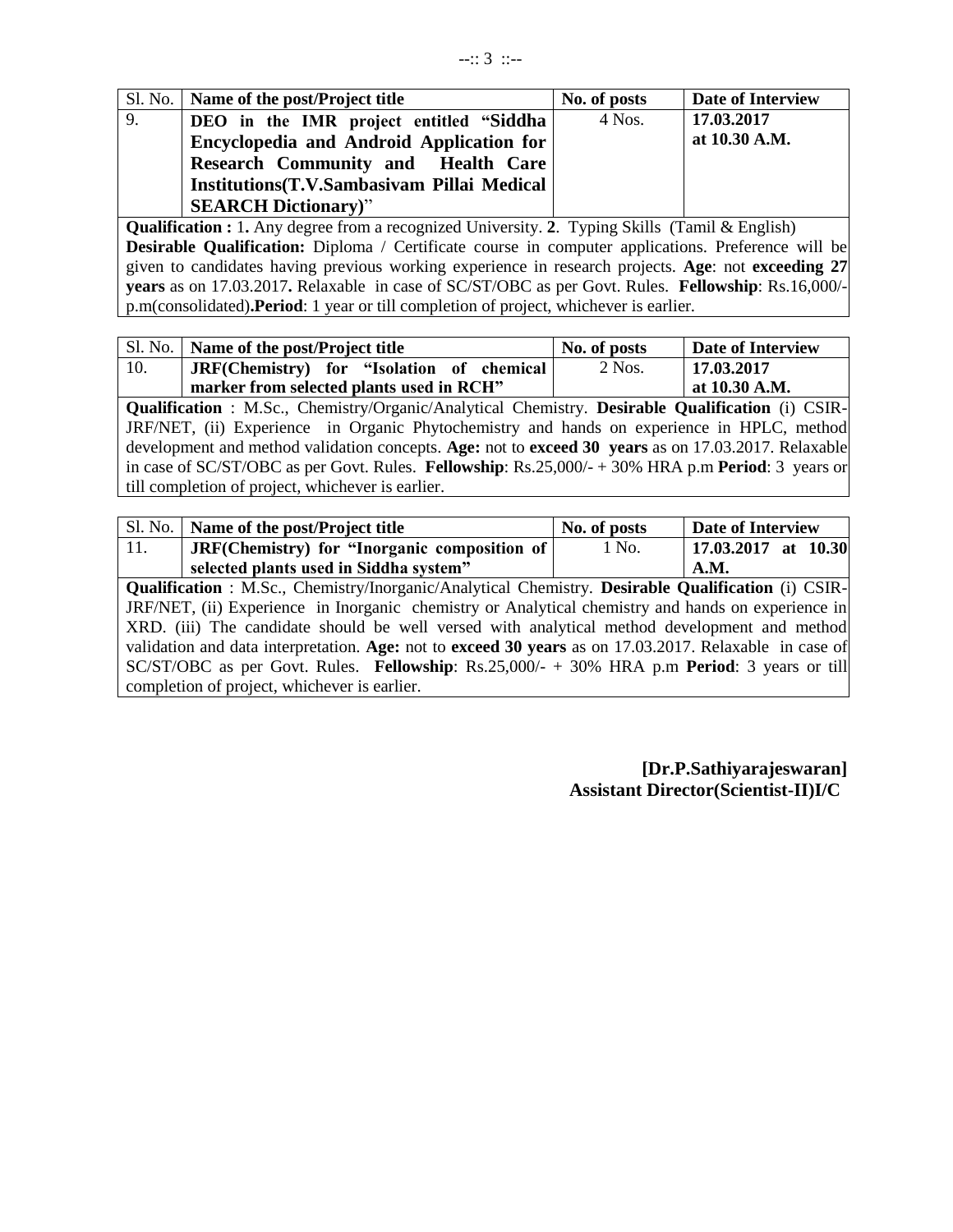| Sl. No. | Name of the post/Project title | No. of posts | Date of Interview |
|---|---|---|---|
| 9. | **DEO in the IMR project entitled "Siddha Encyclopedia and Android Application for Research Community and Health Care Institutions(T.V.Sambasivam Pillai Medical SEARCH Dictionary)"** | 4 Nos. | **17.03.2017 at 10.30 A.M.** |

**Qualification :** 1**.** Any degree from a recognized University. **2**. Typing Skills (Tamil & English) **Desirable Qualification:** Diploma / Certificate course in computer applications. Preference will be given to candidates having previous working experience in research projects. **Age**: not **exceeding 27 years** as on 17.03.2017**.** Relaxable in case of SC/ST/OBC as per Govt. Rules. **Fellowship**: Rs.16,000/- p.m(consolidated)**.Period**: 1 year or till completion of project, whichever is earlier.

| Sl. No. | Name of the post/Project title | No. of posts | Date of Interview |
|---|---|---|---|
| 10. | **JRF(Chemistry) for "Isolation of chemical marker from selected plants used in RCH"** | 2 Nos. | **17.03.2017 at 10.30 A.M.** |

**Qualification** : M.Sc., Chemistry/Organic/Analytical Chemistry. **Desirable Qualification** (i) CSIR-JRF/NET, (ii) Experience in Organic Phytochemistry and hands on experience in HPLC, method development and method validation concepts. **Age:** not to **exceed 30 years** as on 17.03.2017. Relaxable in case of SC/ST/OBC as per Govt. Rules. **Fellowship**: Rs.25,000/- + 30% HRA p.m **Period**: 3 years or till completion of project, whichever is earlier.

| Sl. No. | Name of the post/Project title | No. of posts | Date of Interview |
|---|---|---|---|
| 11. | **JRF(Chemistry) for "Inorganic composition of selected plants used in Siddha system"** | 1 No. | **17.03.2017 at 10.30 A.M.** |

**Qualification** : M.Sc., Chemistry/Inorganic/Analytical Chemistry. **Desirable Qualification** (i) CSIR-JRF/NET, (ii) Experience in Inorganic chemistry or Analytical chemistry and hands on experience in XRD. (iii) The candidate should be well versed with analytical method development and method validation and data interpretation. **Age:** not to **exceed 30 years** as on 17.03.2017. Relaxable in case of SC/ST/OBC as per Govt. Rules. **Fellowship**: Rs.25,000/- + 30% HRA p.m **Period**: 3 years or till completion of project, whichever is earlier.

**[Dr.P.Sathiyarajeswaran]**
**Assistant Director(Scientist-II)I/C**